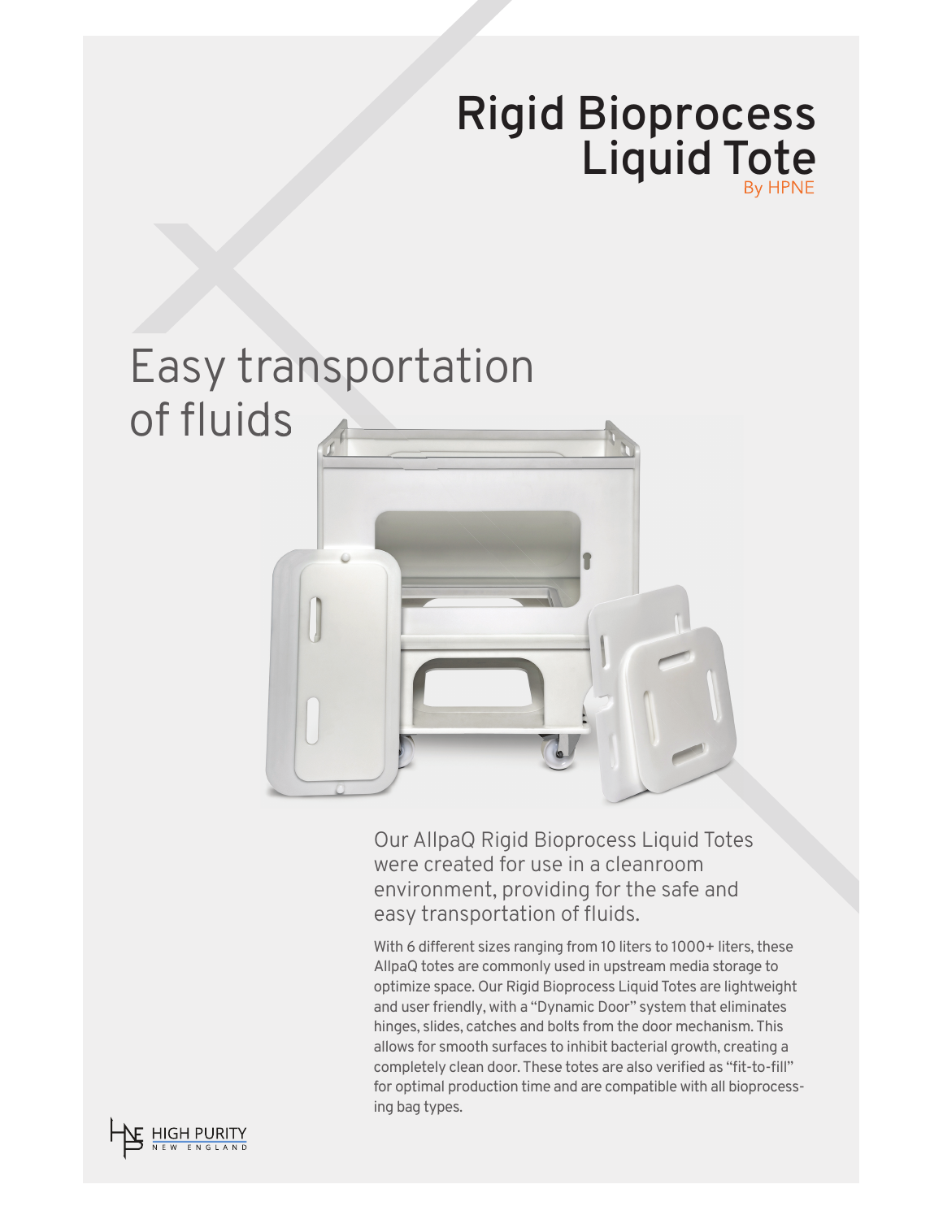# Rigid Bioprocess Liquid Tote

By HPNE

## Easy transportation of fluids

Our AllpaQ Rigid Bioprocess Liquid Totes were created for use in a cleanroom environment, providing for the safe and easy transportation of fluids.

With 6 different sizes ranging from 10 liters to 1000+ liters, these AllpaQ totes are commonly used in upstream media storage to optimize space. Our Rigid Bioprocess Liquid Totes are lightweight and user friendly, with a "Dynamic Door" system that eliminates hinges, slides, catches and bolts from the door mechanism. This allows for smooth surfaces to inhibit bacterial growth, creating a completely clean door. These totes are also verified as "fit-to-fill" for optimal production time and are compatible with all bioprocessing bag types.

HIGH PURITY NEW ENGLAND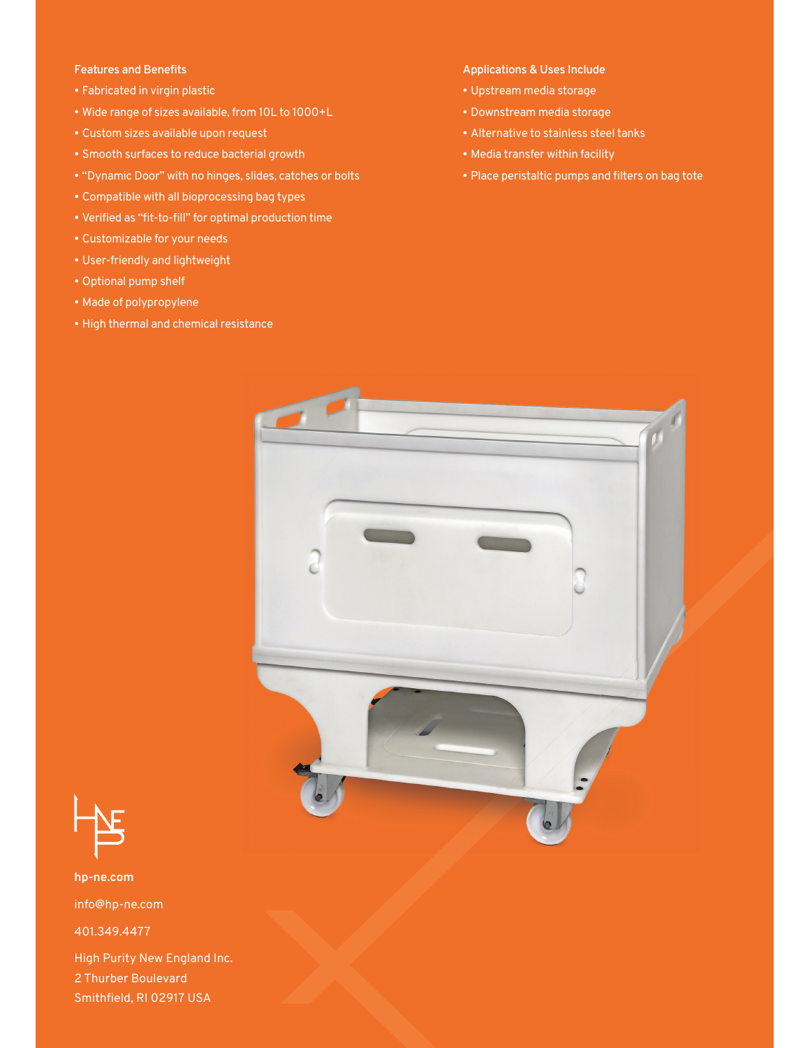## Features and Benefits

- Fabricated in virgin plastic
- Wide range of sizes available, from 10L to 1000+L
- Custom sizes available upon request
- Smooth surfaces to reduce bacterial growth
- “Dynamic Door” with no hinges, slides, catches or bolts
- Compatible with all bioprocessing bag types
- Verified as “fit-to-fill” for optimal production time
- Customizable for your needs
- User-friendly and lightweight
- Optional pump shelf
- Made of polypropylene
- High thermal and chemical resistance

## Applications & Uses Include

- Upstream media storage
- Downstream media storage
- Alternative to stainless steel tanks
- Media transfer within facility
- Place peristaltic pumps and filters on bag tote

**hp-ne.com**

info@hp-ne.com

401.349.4477

High Purity New England Inc.
2 Thurber Boulevard
Smithfield, RI 02917 USA